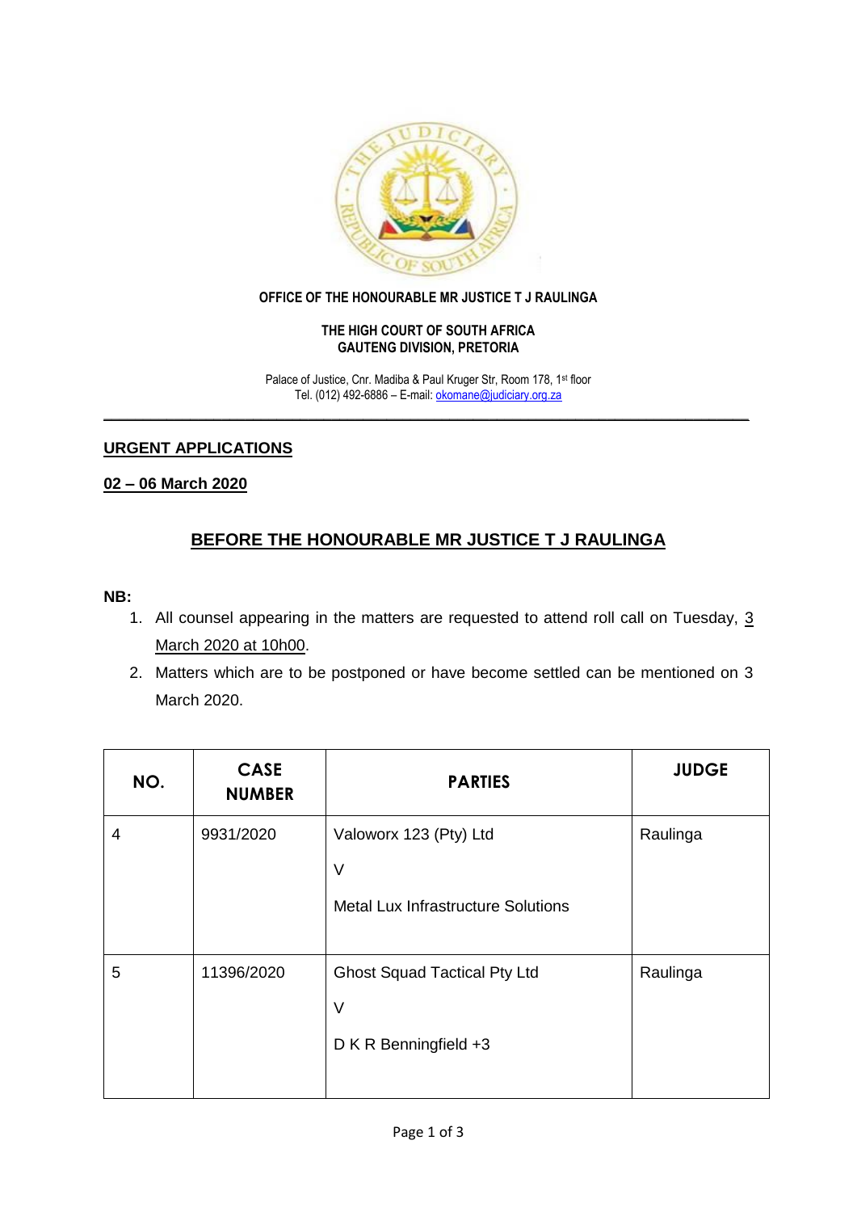**OFFICE OF THE HONOURABLE MR JUSTICE T J RAULINGA**

**THE HIGH COURT OF SOUTH AFRICA**
**GAUTENG DIVISION, PRETORIA**

Palace of Justice, Cnr. Madiba & Paul Kruger Str, Room 178, 1st floor
Tel. (012) 492-6886 – E-mail: okomane@judiciary.org.za

---

**URGENT APPLICATIONS**

**02 – 06 March 2020**

## BEFORE THE HONOURABLE MR JUSTICE T J RAULINGA

**NB:**

1. All counsel appearing in the matters are requested to attend roll call on Tuesday, 3 March 2020 at 10h00.
2. Matters which are to be postponed or have become settled can be mentioned on 3 March 2020.

| NO. | CASE NUMBER | PARTIES | JUDGE |
|---|---|---|---|
| 4 | 9931/2020 | Valoworx 123 (Pty) Ltd<br>V<br>Metal Lux Infrastructure Solutions | Raulinga |
| 5 | 11396/2020 | Ghost Squad Tactical Pty Ltd<br>V<br>D K R Benningfield +3 | Raulinga |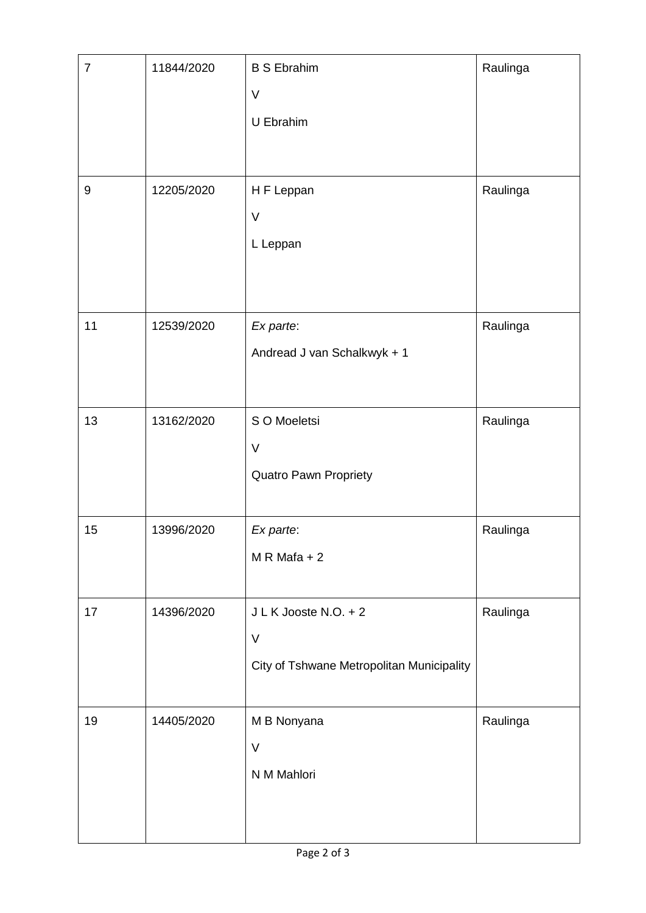| 7 | 11844/2020 | B S Ebrahim<br>V<br>U Ebrahim | Raulinga |
|---|---|---|---|
| 9 | 12205/2020 | H F Leppan<br>V<br>L Leppan | Raulinga |
| 11 | 12539/2020 | *Ex parte*:<br>Andread J van Schalkwyk + 1 | Raulinga |
| 13 | 13162/2020 | S O Moeletsi<br>V<br>Quatro Pawn Propriety | Raulinga |
| 15 | 13996/2020 | *Ex parte*:<br>M R Mafa + 2 | Raulinga |
| 17 | 14396/2020 | J L K Jooste N.O. + 2<br>V<br>City of Tshwane Metropolitan Municipality | Raulinga |
| 19 | 14405/2020 | M B Nonyana<br>V<br>N M Mahlori | Raulinga |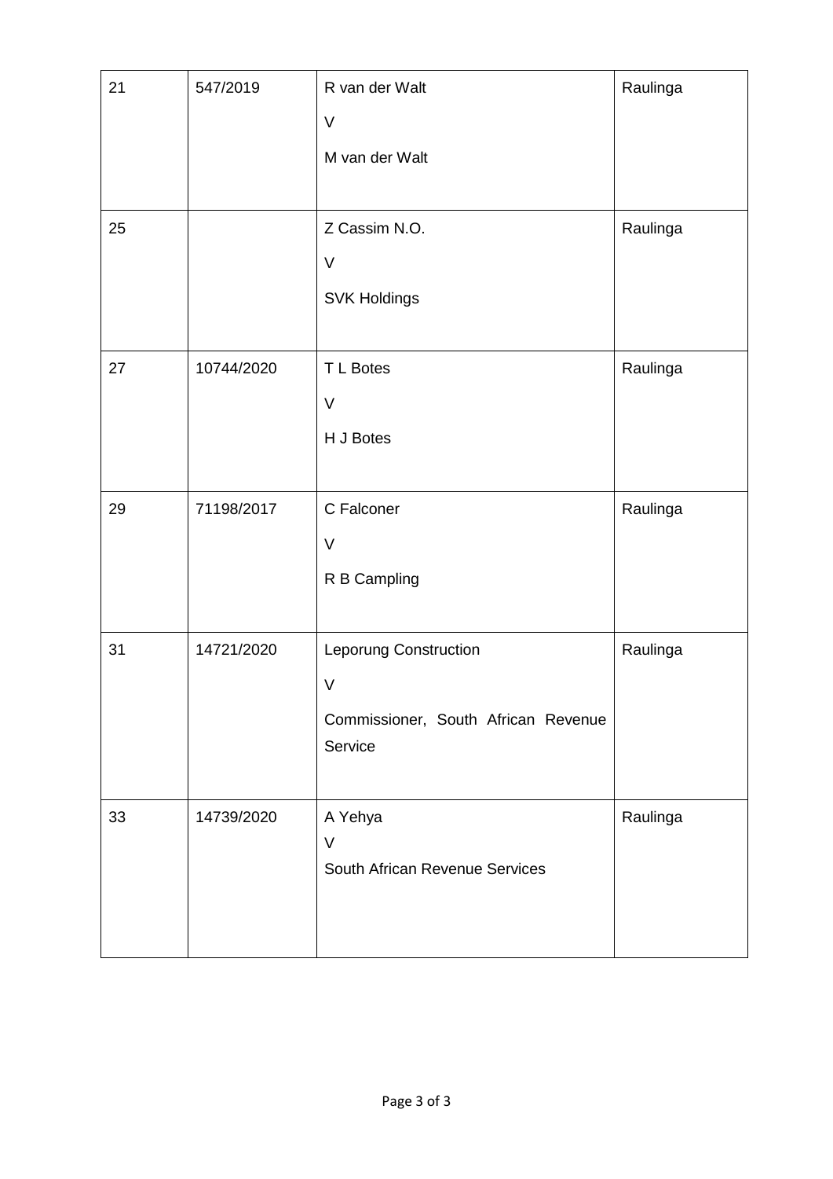| | | | |
|---|---|---|---|
| 21 | 547/2019 | R van der Walt<br>V<br>M van der Walt | Raulinga |
| 25 | | Z Cassim N.O.<br>V<br>SVK Holdings | Raulinga |
| 27 | 10744/2020 | T L Botes<br>V<br>H J Botes | Raulinga |
| 29 | 71198/2017 | C Falconer<br>V<br>R B Campling | Raulinga |
| 31 | 14721/2020 | Leporung Construction<br>V<br>Commissioner, South African Revenue Service | Raulinga |
| 33 | 14739/2020 | A Yehya<br>V<br>South African Revenue Services | Raulinga |